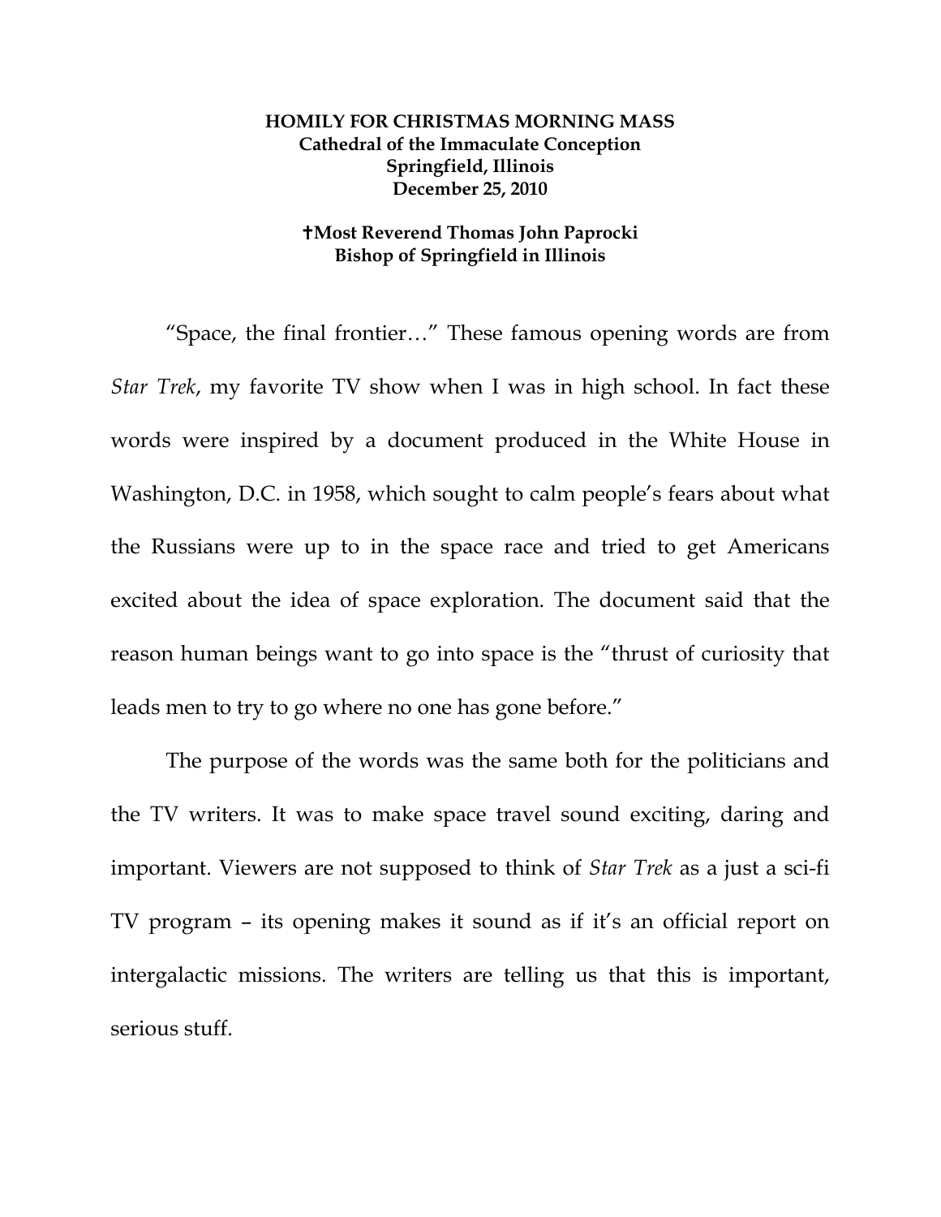**HOMILY FOR CHRISTMAS MORNING MASS**
**Cathedral of the Immaculate Conception**
**Springfield, Illinois**
**December 25, 2010**

**✝Most Reverend Thomas John Paprocki**
**Bishop of Springfield in Illinois**

"Space, the final frontier…" These famous opening words are from *Star Trek*, my favorite TV show when I was in high school. In fact these words were inspired by a document produced in the White House in Washington, D.C. in 1958, which sought to calm people's fears about what the Russians were up to in the space race and tried to get Americans excited about the idea of space exploration. The document said that the reason human beings want to go into space is the "thrust of curiosity that leads men to try to go where no one has gone before."

The purpose of the words was the same both for the politicians and the TV writers. It was to make space travel sound exciting, daring and important. Viewers are not supposed to think of *Star Trek* as a just a sci-fi TV program – its opening makes it sound as if it's an official report on intergalactic missions. The writers are telling us that this is important, serious stuff.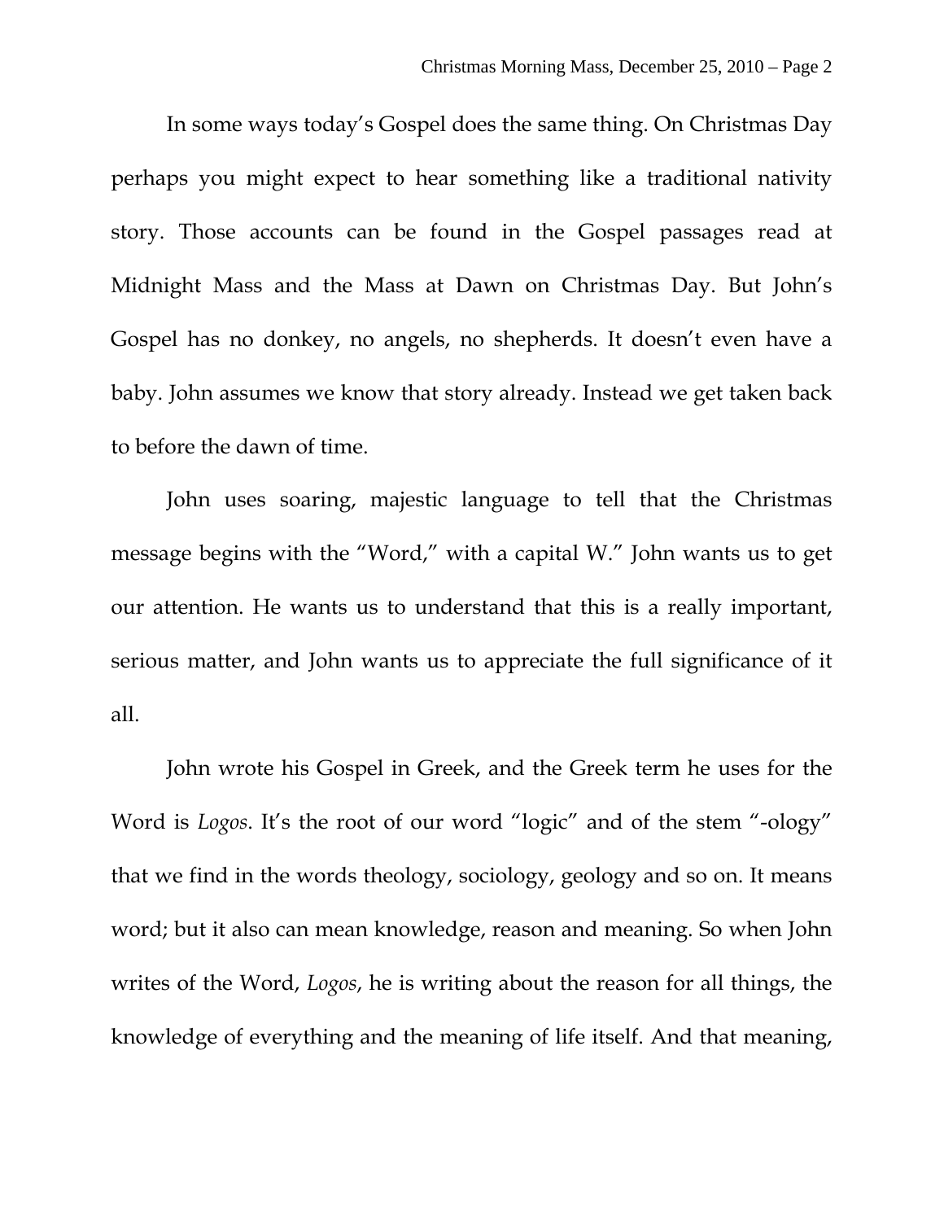In some ways today's Gospel does the same thing. On Christmas Day perhaps you might expect to hear something like a traditional nativity story. Those accounts can be found in the Gospel passages read at Midnight Mass and the Mass at Dawn on Christmas Day. But John's Gospel has no donkey, no angels, no shepherds. It doesn't even have a baby. John assumes we know that story already. Instead we get taken back to before the dawn of time.

John uses soaring, majestic language to tell that the Christmas message begins with the "Word," with a capital W." John wants us to get our attention. He wants us to understand that this is a really important, serious matter, and John wants us to appreciate the full significance of it all.

John wrote his Gospel in Greek, and the Greek term he uses for the Word is *Logos*. It's the root of our word "logic" and of the stem "-ology" that we find in the words theology, sociology, geology and so on. It means word; but it also can mean knowledge, reason and meaning. So when John writes of the Word, *Logos*, he is writing about the reason for all things, the knowledge of everything and the meaning of life itself. And that meaning,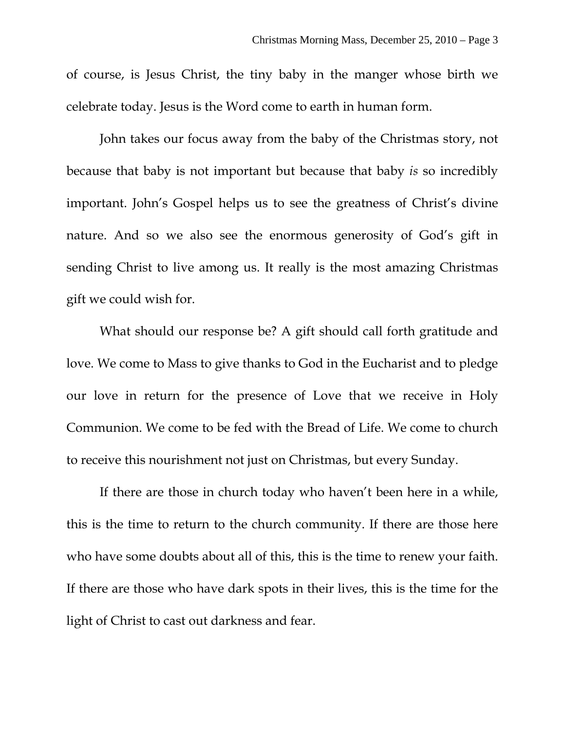of course, is Jesus Christ, the tiny baby in the manger whose birth we celebrate today. Jesus is the Word come to earth in human form.

John takes our focus away from the baby of the Christmas story, not because that baby is not important but because that baby *is* so incredibly important. John's Gospel helps us to see the greatness of Christ's divine nature. And so we also see the enormous generosity of God's gift in sending Christ to live among us. It really is the most amazing Christmas gift we could wish for.

What should our response be? A gift should call forth gratitude and love. We come to Mass to give thanks to God in the Eucharist and to pledge our love in return for the presence of Love that we receive in Holy Communion. We come to be fed with the Bread of Life. We come to church to receive this nourishment not just on Christmas, but every Sunday.

If there are those in church today who haven't been here in a while, this is the time to return to the church community. If there are those here who have some doubts about all of this, this is the time to renew your faith. If there are those who have dark spots in their lives, this is the time for the light of Christ to cast out darkness and fear.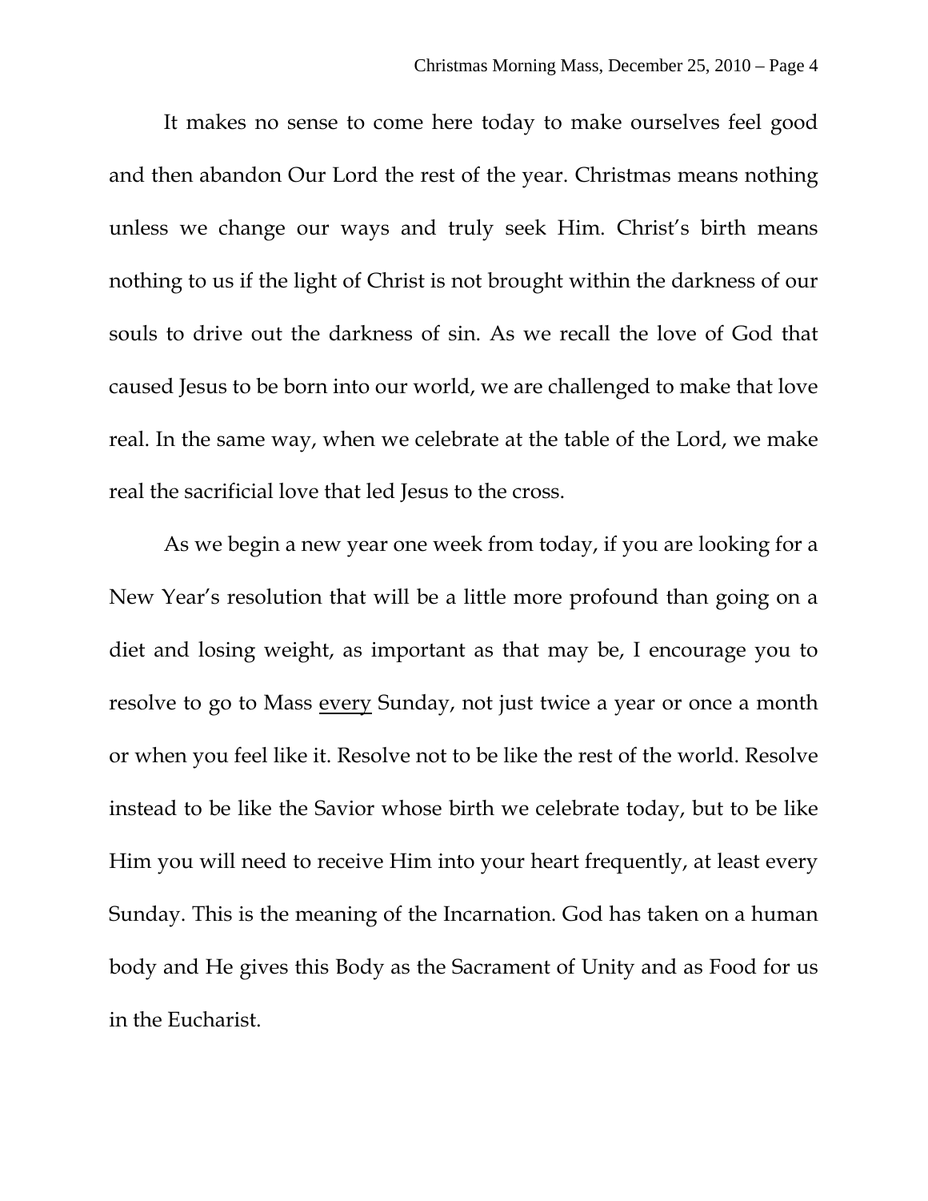It makes no sense to come here today to make ourselves feel good and then abandon Our Lord the rest of the year. Christmas means nothing unless we change our ways and truly seek Him. Christ's birth means nothing to us if the light of Christ is not brought within the darkness of our souls to drive out the darkness of sin. As we recall the love of God that caused Jesus to be born into our world, we are challenged to make that love real. In the same way, when we celebrate at the table of the Lord, we make real the sacrificial love that led Jesus to the cross.

As we begin a new year one week from today, if you are looking for a New Year's resolution that will be a little more profound than going on a diet and losing weight, as important as that may be, I encourage you to resolve to go to Mass <u>every</u> Sunday, not just twice a year or once a month or when you feel like it. Resolve not to be like the rest of the world. Resolve instead to be like the Savior whose birth we celebrate today, but to be like Him you will need to receive Him into your heart frequently, at least every Sunday. This is the meaning of the Incarnation. God has taken on a human body and He gives this Body as the Sacrament of Unity and as Food for us in the Eucharist.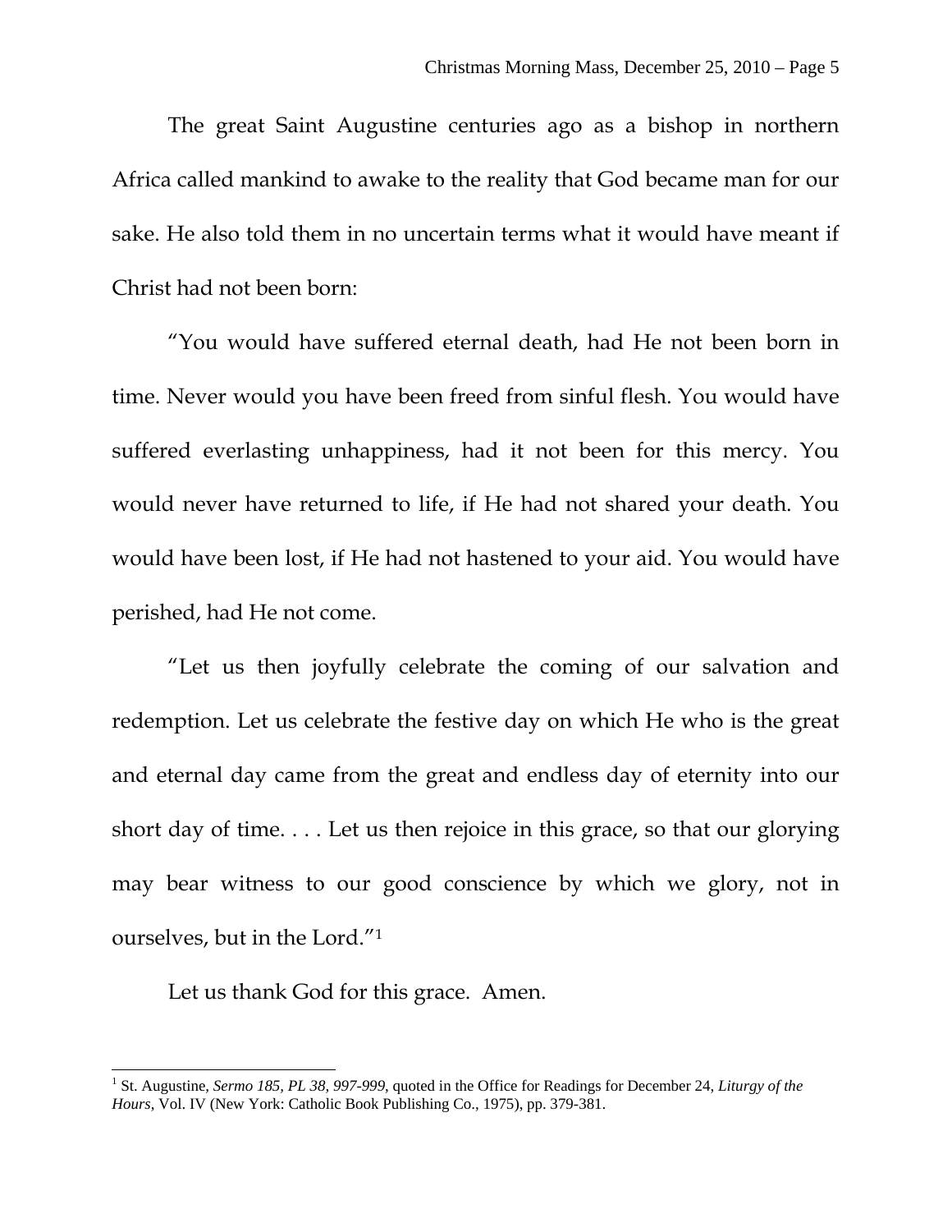The great Saint Augustine centuries ago as a bishop in northern Africa called mankind to awake to the reality that God became man for our sake. He also told them in no uncertain terms what it would have meant if Christ had not been born:

"You would have suffered eternal death, had He not been born in time. Never would you have been freed from sinful flesh. You would have suffered everlasting unhappiness, had it not been for this mercy. You would never have returned to life, if He had not shared your death. You would have been lost, if He had not hastened to your aid. You would have perished, had He not come.

"Let us then joyfully celebrate the coming of our salvation and redemption. Let us celebrate the festive day on which He who is the great and eternal day came from the great and endless day of eternity into our short day of time. . . . Let us then rejoice in this grace, so that our glorying may bear witness to our good conscience by which we glory, not in ourselves, but in the Lord."[1]

Let us thank God for this grace. Amen.

---

[1] St. Augustine, *Sermo 185, PL 38, 997-999*, quoted in the Office for Readings for December 24, *Liturgy of the Hours*, Vol. IV (New York: Catholic Book Publishing Co., 1975), pp. 379-381.